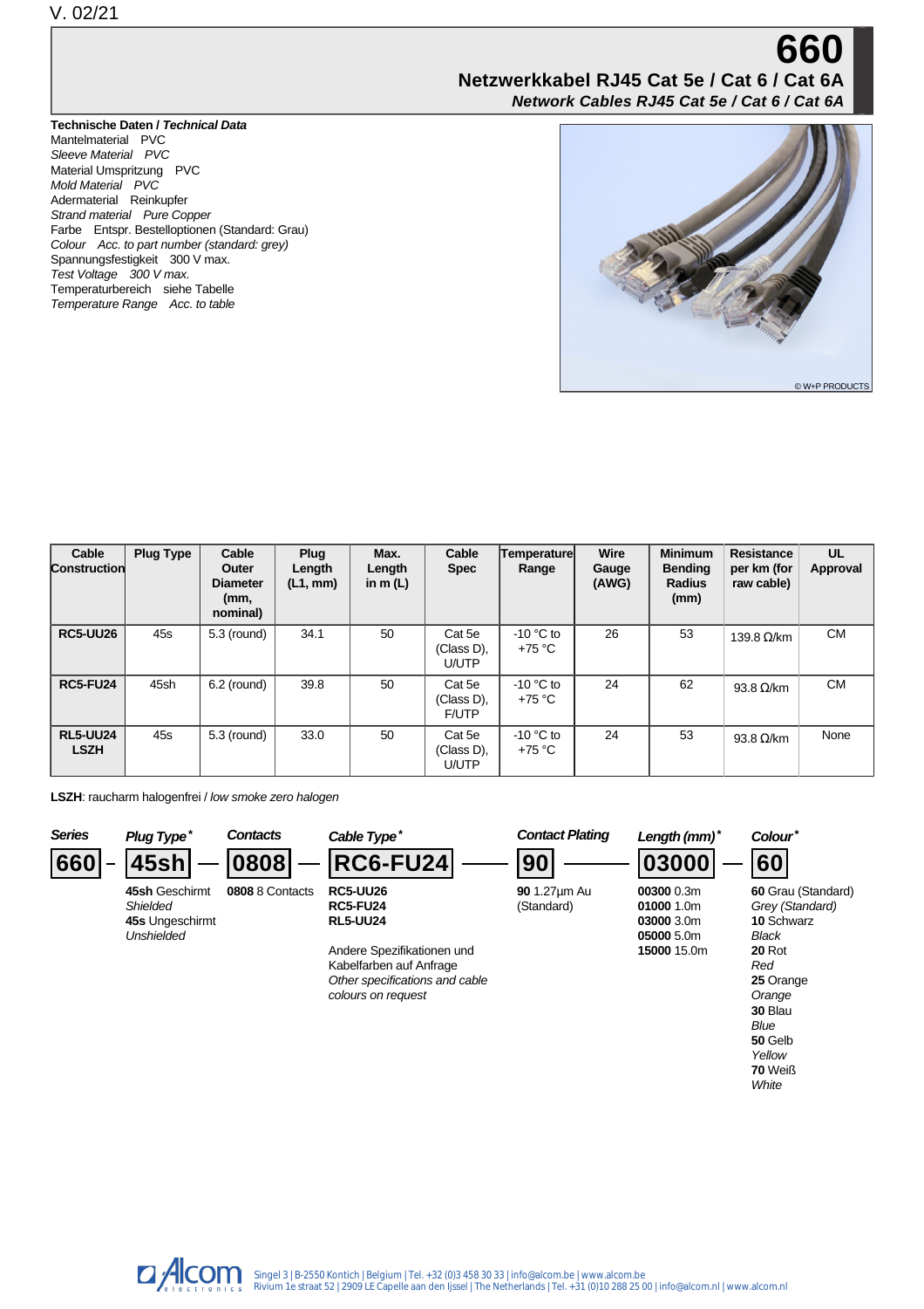V. 02/21

# 660

## Netzwerkkabel RJ45 Cat 5e / Cat 6 / Cat 6A

## *Network Cables RJ45 Cat 5e / Cat 6 / Cat 6A*

**Technische Daten / *Technical Data***

Mantelmaterial PVC
*Sleeve Material PVC*
Material Umspritzung PVC
*Mold Material PVC*
Adermaterial Reinkupfer
*Strand material Pure Copper*
Farbe Entspr. Bestelloptionen (Standard: Grau)
*Colour Acc. to part number (standard: grey)*
Spannungsfestigkeit 300 V max.
*Test Voltage 300 V max.*
Temperaturbereich siehe Tabelle
*Temperature Range Acc. to table*

© W+P PRODUCTS

| Cable Construction | Plug Type | Cable Outer Diameter (mm, nominal) | Plug Length (L1, mm) | Max. Length in m (L) | Cable Spec | Temperature Range | Wire Gauge (AWG) | Minimum Bending Radius (mm) | Resistance per km (for raw cable) | UL Approval |
|---|---|---|---|---|---|---|---|---|---|---|
| **RC5-UU26** | 45s | 5.3 (round) | 34.1 | 50 | Cat 5e (Class D), U/UTP | -10 °C to +75 °C | 26 | 53 | 139.8 Ω/km | CM |
| **RC5-FU24** | 45sh | 6.2 (round) | 39.8 | 50 | Cat 5e (Class D), F/UTP | -10 °C to +75 °C | 24 | 62 | 93.8 Ω/km | CM |
| **RL5-UU24 LSZH** | 45s | 5.3 (round) | 33.0 | 50 | Cat 5e (Class D), U/UTP | -10 °C to +75 °C | 24 | 53 | 93.8 Ω/km | None |

**LSZH**: raucharm halogenfrei / *low smoke zero halogen*

| *Series* | *Plug Type** | *Contacts* | *Cable Type** | *Contact Plating* | *Length (mm)** | *Colour** |
|---|---|---|---|---|---|---|
| **660** | **45sh** | **0808** | **RC6-FU24** | **90** | **03000** | **60** |
| | **45sh** Geschirmt<br>*Shielded*<br>**45s** Ungeschirmt<br>*Unshielded* | **0808** 8 Contacts | **RC5-UU26**<br>**RC5-FU24**<br>**RL5-UU24**<br><br>Andere Spezifikationen und Kabelfarben auf Anfrage<br>*Other specifications and cable colours on request* | **90** 1.27µm Au (Standard) | **00300** 0.3m<br>**01000** 1.0m<br>**03000** 3.0m<br>**05000** 5.0m<br>**15000** 15.0m | **60** Grau (Standard)<br>*Grey (Standard)*<br>**10** Schwarz<br>*Black*<br>**20** Rot<br>*Red*<br>**25** Orange<br>*Orange*<br>**30** Blau<br>*Blue*<br>**50** Gelb<br>*Yellow*<br>**70** Weiß<br>*White* |

Alcom electronics
Singel 3 | B-2550 Kontich | Belgium | Tel. +32 (0)3 458 30 33 | info@alcom.be | www.alcom.be
Rivium 1e straat 52 | 2909 LE Capelle aan den Ijssel | The Netherlands | Tel. +31 (0)10 288 25 00 | info@alcom.nl | www.alcom.nl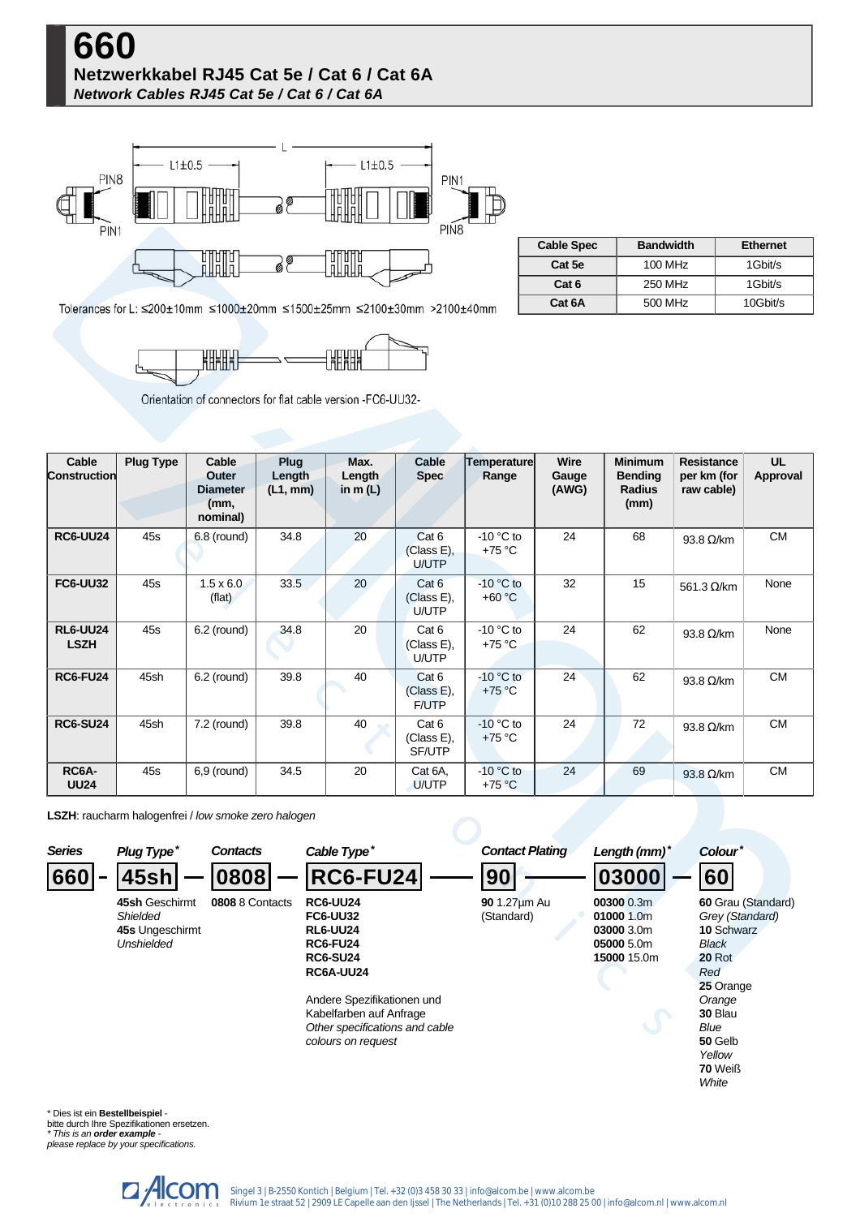# 660

## Netzwerkkabel RJ45 Cat 5e / Cat 6 / Cat 6A

### *Network Cables RJ45 Cat 5e / Cat 6 / Cat 6A*

L1±0.5

L

L1±0.5

PIN8

PIN1

PIN1

PIN8

Tolerances for L: ≤200±10mm ≤1000±20mm ≤1500±25mm ≤2100±30mm >2100±40mm

Orientation of connectors for flat cable version -FC6-UU32-

| Cable Spec | Bandwidth | Ethernet |
|---|---|---|
| **Cat 5e** | 100 MHz | 1Gbit/s |
| **Cat 6** | 250 MHz | 1Gbit/s |
| **Cat 6A** | 500 MHz | 10Gbit/s |

| Cable Construction | Plug Type | Cable Outer Diameter (mm, nominal) | Plug Length (L1, mm) | Max. Length in m (L) | Cable Spec | Temperature Range | Wire Gauge (AWG) | Minimum Bending Radius (mm) | Resistance per km (for raw cable) | UL Approval |
|---|---|---|---|---|---|---|---|---|---|---|
| **RC6-UU24** | 45s | 6.8 (round) | 34.8 | 20 | Cat 6 (Class E), U/UTP | -10 °C to +75 °C | 24 | 68 | 93.8 Ω/km | CM |
| **FC6-UU32** | 45s | 1.5 x 6.0 (flat) | 33.5 | 20 | Cat 6 (Class E), U/UTP | -10 °C to +60 °C | 32 | 15 | 561.3 Ω/km | None |
| **RL6-UU24 LSZH** | 45s | 6.2 (round) | 34.8 | 20 | Cat 6 (Class E), U/UTP | -10 °C to +75 °C | 24 | 62 | 93.8 Ω/km | None |
| **RC6-FU24** | 45sh | 6.2 (round) | 39.8 | 40 | Cat 6 (Class E), F/UTP | -10 °C to +75 °C | 24 | 62 | 93.8 Ω/km | CM |
| **RC6-SU24** | 45sh | 7.2 (round) | 39.8 | 40 | Cat 6 (Class E), SF/UTP | -10 °C to +75 °C | 24 | 72 | 93.8 Ω/km | CM |
| **RC6A-UU24** | 45s | 6,9 (round) | 34.5 | 20 | Cat 6A, U/UTP | -10 °C to +75 °C | 24 | 69 | 93.8 Ω/km | CM |

**LSZH**: raucharm halogenfrei / *low smoke zero halogen*

| *Series* | *Plug Type** | *Contacts* | *Cable Type** | *Contact Plating* | *Length (mm)** | *Colour** |
|---|---|---|---|---|---|---|
| **660** | **45sh** | **0808** | **RC6-FU24** | **90** | **03000** | **60** |
| | **45sh** Geschirmt *Shielded* **45s** Ungeschirmt *Unshielded* | **0808** 8 Contacts | **RC6-UU24** **FC6-UU32** **RL6-UU24** **RC6-FU24** **RC6-SU24** **RC6A-UU24** | **90** 1.27µm Au (Standard) | **00300** 0.3m **01000** 1.0m **03000** 3.0m **05000** 5.0m **15000** 15.0m | **60** Grau (Standard) *Grey (Standard)* **10** Schwarz *Black* **20** Rot *Red* **25** Orange *Orange* **30** Blau *Blue* **50** Gelb *Yellow* **70** Weiß *White* |

Andere Spezifikationen und Kabelfarben auf Anfrage
*Other specifications and cable colours on request*

\* Dies ist ein **Bestellbeispiel** -
bitte durch Ihre Spezifikationen ersetzen.
*\* This is an **order example** -*
*please replace by your specifications.*

Alcom electronics

Singel 3 | B-2550 Kontich | Belgium | Tel. +32 (0)3 458 30 33 | info@alcom.be | www.alcom.be
Rivium 1e straat 52 | 2909 LE Capelle aan den Ijssel | The Netherlands | Tel. +31 (0)10 288 25 00 | info@alcom.nl | www.alcom.nl